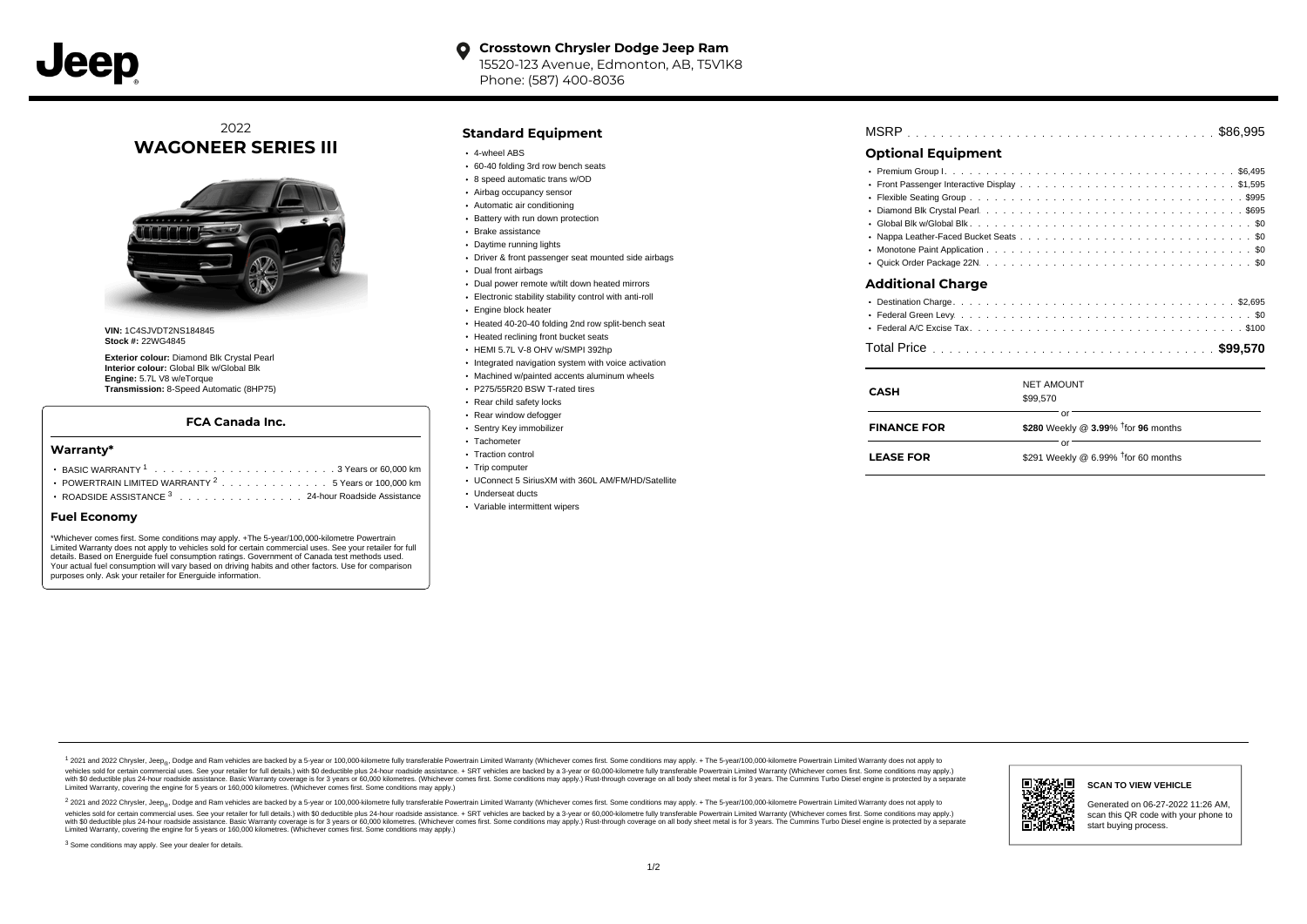Jeep

**Crosstown Chrysler Dodge Jeep Ram**
15520-123 Avenue, Edmonton, AB, T5V1K8
Phone: (587) 400-8036

2022
# WAGONEER SERIES III

**VIN:** 1C4SJVDT2NS184845
**Stock #:** 22WG4845

**Exterior colour:** Diamond Blk Crystal Pearl
**Interior colour:** Global Blk w/Global Blk
**Engine:** 5.7L V8 w/eTorque
**Transmission:** 8-Speed Automatic (8HP75)

### FCA Canada Inc.

#### Warranty*

- BASIC WARRANTY [1] . . . . . 3 Years or 60,000 km
- POWERTRAIN LIMITED WARRANTY [2] . . . . . 5 Years or 100,000 km
- ROADSIDE ASSISTANCE [3] . . . . . 24-hour Roadside Assistance

#### Fuel Economy

*Whichever comes first. Some conditions may apply. +The 5-year/100,000-kilometre Powertrain Limited Warranty does not apply to vehicles sold for certain commercial uses. See your retailer for full details. Based on Energuide fuel consumption ratings. Government of Canada test methods used. Your actual fuel consumption will vary based on driving habits and other factors. Use for comparison purposes only. Ask your retailer for Energuide information.

## Standard Equipment

- 4-wheel ABS
- 60-40 folding 3rd row bench seats
- 8 speed automatic trans w/OD
- Airbag occupancy sensor
- Automatic air conditioning
- Battery with run down protection
- Brake assistance
- Daytime running lights
- Driver & front passenger seat mounted side airbags
- Dual front airbags
- Dual power remote w/tilt down heated mirrors
- Electronic stability stability control with anti-roll
- Engine block heater
- Heated 40-20-40 folding 2nd row split-bench seat
- Heated reclining front bucket seats
- HEMI 5.7L V-8 OHV w/SMPI 392hp
- Integrated navigation system with voice activation
- Machined w/painted accents aluminum wheels
- P275/55R20 BSW T-rated tires
- Rear child safety locks
- Rear window defogger
- Sentry Key immobilizer
- Tachometer
- Traction control
- Trip computer
- UConnect 5 SiriusXM with 360L AM/FM/HD/Satellite
- Underseat ducts
- Variable intermittent wipers

MSRP . . . . . $86,995

## Optional Equipment

- Premium Group I . . . . . $6,495
- Front Passenger Interactive Display . . . . . $1,595
- Flexible Seating Group . . . . . $995
- Diamond Blk Crystal Pearl . . . . . $695
- Global Blk w/Global Blk . . . . . $0
- Nappa Leather-Faced Bucket Seats . . . . . $0
- Monotone Paint Application . . . . . $0
- Quick Order Package 22N . . . . . $0

## Additional Charge

- Destination Charge . . . . . $2,695
- Federal Green Levy . . . . . $0
- Federal A/C Excise Tax . . . . . $100

Total Price . . . . . **$99,570**

| | |
|---|---|
| **CASH** | NET AMOUNT $99,570 |
| | or |
| **FINANCE FOR** | **$280** Weekly @ **3.99**% †for **96** months |
| | or |
| **LEASE FOR** | $291 Weekly @ 6.99% †for 60 months |

[1] 2021 and 2022 Chrysler, Jeep®, Dodge and Ram vehicles are backed by a 5-year or 100,000-kilometre fully transferable Powertrain Limited Warranty (Whichever comes first. Some conditions may apply. + The 5-year/100,000-kilometre Powertrain Limited Warranty does not apply to vehicles sold for certain commercial uses. See your retailer for full details.) with $0 deductible plus 24-hour roadside assistance. + SRT vehicles are backed by a 3-year or 60,000-kilometre fully transferable Powertrain Limited Warranty (Whichever comes first. Some conditions may apply.) with $0 deductible plus 24-hour roadside assistance. Basic Warranty coverage is for 3 years or 60,000 kilometres. (Whichever comes first. Some conditions may apply.) Rust-through coverage on all body sheet metal is for 3 years. The Cummins Turbo Diesel engine is protected by a separate Limited Warranty, covering the engine for 5 years or 160,000 kilometres. (Whichever comes first. Some conditions may apply.)

[2] 2021 and 2022 Chrysler, Jeep®, Dodge and Ram vehicles are backed by a 5-year or 100,000-kilometre fully transferable Powertrain Limited Warranty (Whichever comes first. Some conditions may apply. + The 5-year/100,000-kilometre Powertrain Limited Warranty does not apply to vehicles sold for certain commercial uses. See your retailer for full details.) with $0 deductible plus 24-hour roadside assistance. + SRT vehicles are backed by a 3-year or 60,000-kilometre fully transferable Powertrain Limited Warranty (Whichever comes first. Some conditions may apply.) with $0 deductible plus 24-hour roadside assistance. Basic Warranty coverage is for 3 years or 60,000 kilometres. (Whichever comes first. Some conditions may apply.) Rust-through coverage on all body sheet metal is for 3 years. The Cummins Turbo Diesel engine is protected by a separate Limited Warranty, covering the engine for 5 years or 160,000 kilometres. (Whichever comes first. Some conditions may apply.)

[3] Some conditions may apply. See your dealer for details.

**SCAN TO VIEW VEHICLE**

Generated on 06-27-2022 11:26 AM, scan this QR code with your phone to start buying process.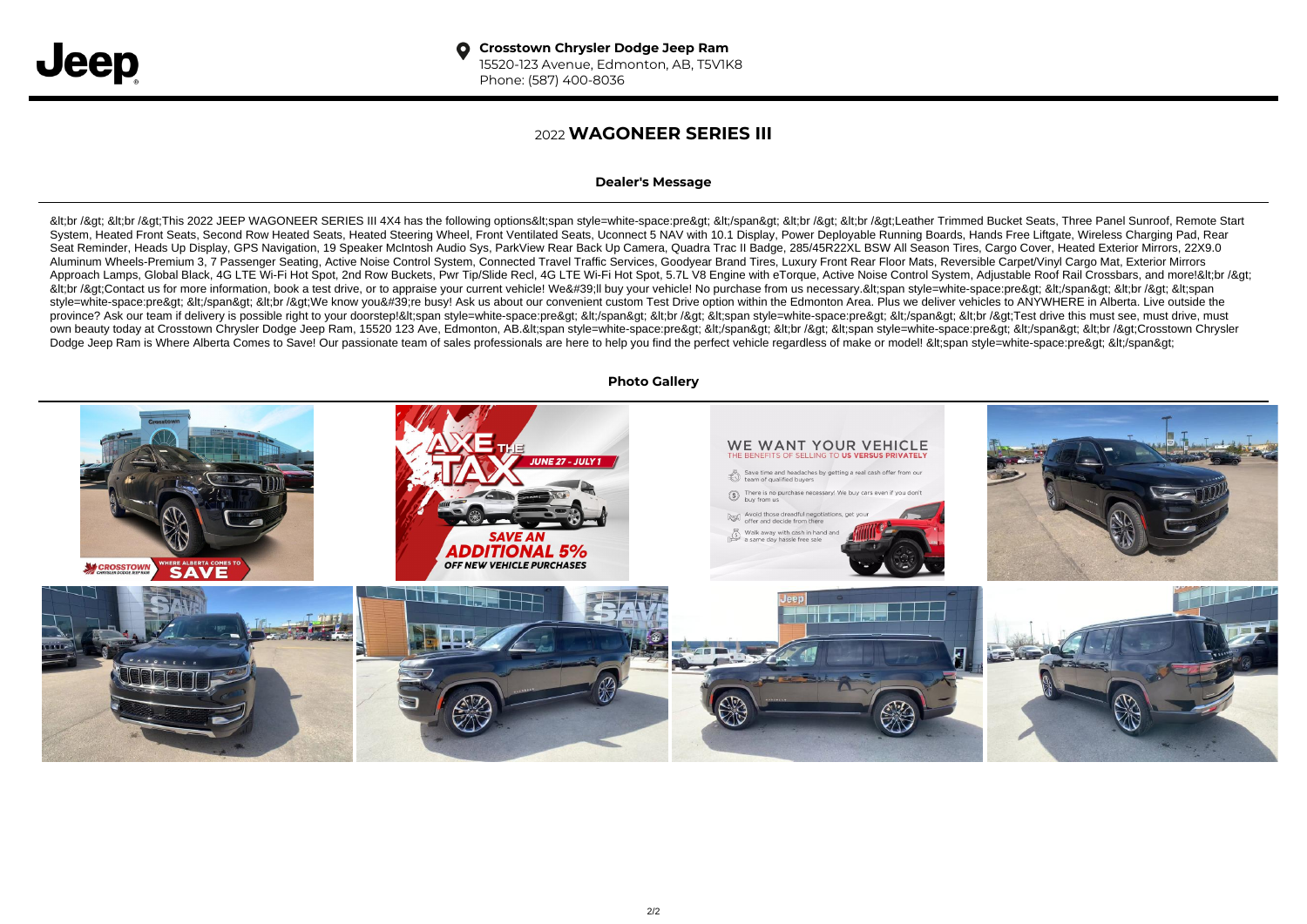Jeep

**Crosstown Chrysler Dodge Jeep Ram**
15520-123 Avenue, Edmonton, AB, T5V1K8
Phone: (587) 400-8036

# 2022 **WAGONEER SERIES III**

## Dealer's Message

&lt;br /&gt; &lt;br /&gt;This 2022 JEEP WAGONEER SERIES III 4X4 has the following options&lt;span style=white-space:pre&gt; &lt;/span&gt; &lt;br /&gt; &lt;br /&gt;Leather Trimmed Bucket Seats, Three Panel Sunroof, Remote Start System, Heated Front Seats, Second Row Heated Seats, Heated Steering Wheel, Front Ventilated Seats, Uconnect 5 NAV with 10.1 Display, Power Deployable Running Boards, Hands Free Liftgate, Wireless Charging Pad, Rear Seat Reminder, Heads Up Display, GPS Navigation, 19 Speaker McIntosh Audio Sys, ParkView Rear Back Up Camera, Quadra Trac II Badge, 285/45R22XL BSW All Season Tires, Cargo Cover, Heated Exterior Mirrors, 22X9.0 Aluminum Wheels-Premium 3, 7 Passenger Seating, Active Noise Control System, Connected Travel Traffic Services, Goodyear Brand Tires, Luxury Front Rear Floor Mats, Reversible Carpet/Vinyl Cargo Mat, Exterior Mirrors Approach Lamps, Global Black, 4G LTE Wi-Fi Hot Spot, 2nd Row Buckets, Pwr Tip/Slide Recl, 4G LTE Wi-Fi Hot Spot, 5.7L V8 Engine with eTorque, Active Noise Control System, Adjustable Roof Rail Crossbars, and more!&lt;br /&gt; &lt;br /&gt;Contact us for more information, book a test drive, or to appraise your current vehicle! We&#39;ll buy your vehicle! No purchase from us necessary.&lt;span style=white-space:pre&gt; &lt;/span&gt; &lt;br /&gt; &lt;span style=white-space:pre&gt; &lt;/span&gt; &lt;br /&gt;We know you&#39;re busy! Ask us about our convenient custom Test Drive option within the Edmonton Area. Plus we deliver vehicles to ANYWHERE in Alberta. Live outside the province? Ask our team if delivery is possible right to your doorstep!&lt;span style=white-space:pre&gt; &lt;/span&gt; &lt;br /&gt; &lt;span style=white-space:pre&gt; &lt;/span&gt; &lt;br /&gt;Test drive this must see, must drive, must own beauty today at Crosstown Chrysler Dodge Jeep Ram, 15520 123 Ave, Edmonton, AB.&lt;span style=white-space:pre&gt; &lt;/span&gt; &lt;br /&gt; &lt;span style=white-space:pre&gt; &lt;/span&gt; &lt;br /&gt;Crosstown Chrysler Dodge Jeep Ram is Where Alberta Comes to Save! Our passionate team of sales professionals are here to help you find the perfect vehicle regardless of make or model! &lt;span style=white-space:pre&gt; &lt;/span&gt;

## Photo Gallery